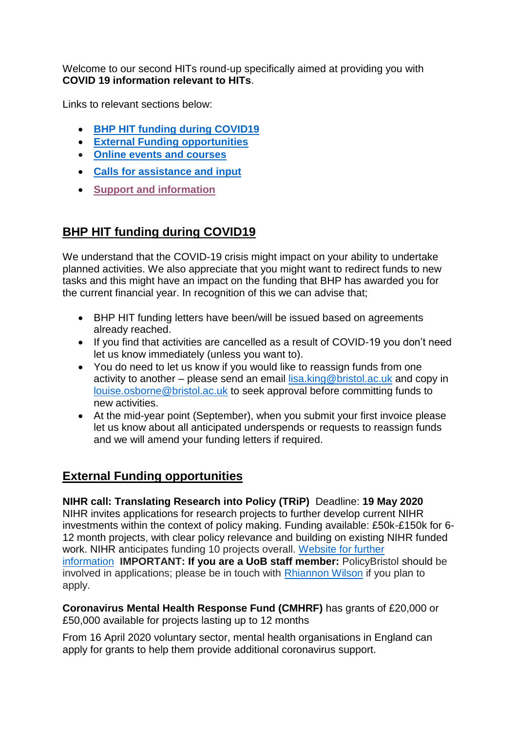Welcome to our second HITs round-up specifically aimed at providing you with **COVID 19 information relevant to HITs**.

Links to relevant sections below:

- **BHP HIT funding during COVID19**
- **External Funding opportunities**
- **Online events and courses**
- **Calls for assistance and input**
- **Support and information**

## BHP HIT funding during COVID19

We understand that the COVID-19 crisis might impact on your ability to undertake planned activities. We also appreciate that you might want to redirect funds to new tasks and this might have an impact on the funding that BHP has awarded you for the current financial year. In recognition of this we can advise that;

- BHP HIT funding letters have been/will be issued based on agreements already reached.
- If you find that activities are cancelled as a result of COVID-19 you don't need let us know immediately (unless you want to).
- You do need to let us know if you would like to reassign funds from one activity to another – please send an email lisa.king@bristol.ac.uk and copy in louise.osborne@bristol.ac.uk to seek approval before committing funds to new activities.
- At the mid-year point (September), when you submit your first invoice please let us know about all anticipated underspends or requests to reassign funds and we will amend your funding letters if required.

## External Funding opportunities

**NIHR call: Translating Research into Policy (TRiP)** Deadline: **19 May 2020**
NIHR invites applications for research projects to further develop current NIHR investments within the context of policy making. Funding available: £50k-£150k for 6-12 month projects, with clear policy relevance and building on existing NIHR funded work. NIHR anticipates funding 10 projects overall. Website for further information **IMPORTANT: If you are a UoB staff member:** PolicyBristol should be involved in applications; please be in touch with Rhiannon Wilson if you plan to apply.

**Coronavirus Mental Health Response Fund (CMHRF)** has grants of £20,000 or £50,000 available for projects lasting up to 12 months

From 16 April 2020 voluntary sector, mental health organisations in England can apply for grants to help them provide additional coronavirus support.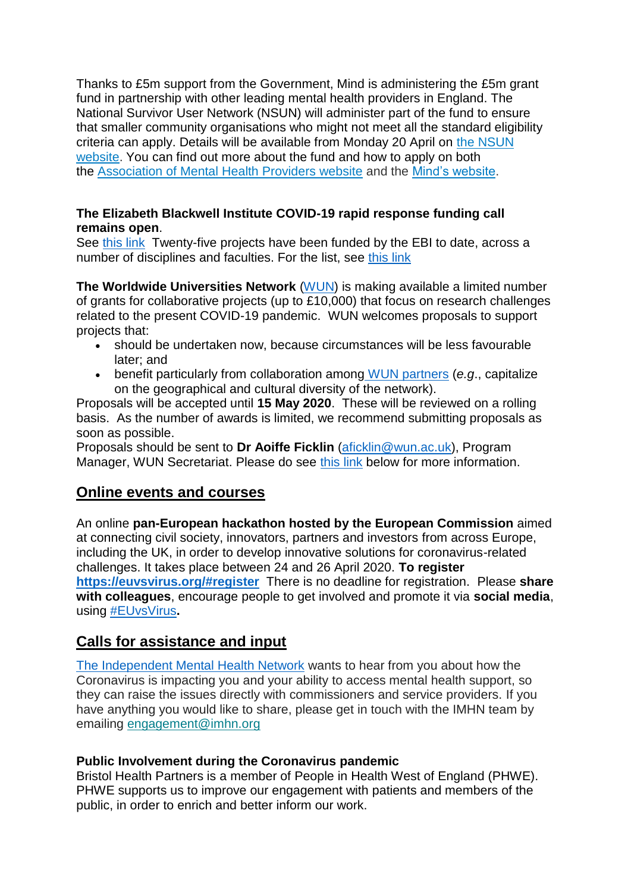Thanks to £5m support from the Government, Mind is administering the £5m grant fund in partnership with other leading mental health providers in England. The National Survivor User Network (NSUN) will administer part of the fund to ensure that smaller community organisations who might not meet all the standard eligibility criteria can apply. Details will be available from Monday 20 April on the NSUN website. You can find out more about the fund and how to apply on both the Association of Mental Health Providers website and the Mind's website.

**The Elizabeth Blackwell Institute COVID-19 rapid response funding call remains open**.
See this link Twenty-five projects have been funded by the EBI to date, across a number of disciplines and faculties. For the list, see this link

**The Worldwide Universities Network** (WUN) is making available a limited number of grants for collaborative projects (up to £10,000) that focus on research challenges related to the present COVID-19 pandemic. WUN welcomes proposals to support projects that:

- should be undertaken now, because circumstances will be less favourable later; and
- benefit particularly from collaboration among WUN partners (*e.g*., capitalize on the geographical and cultural diversity of the network).

Proposals will be accepted until **15 May 2020**. These will be reviewed on a rolling basis. As the number of awards is limited, we recommend submitting proposals as soon as possible.
Proposals should be sent to **Dr Aoiffe Ficklin** (aficklin@wun.ac.uk), Program Manager, WUN Secretariat. Please do see this link below for more information.

## Online events and courses

An online **pan-European hackathon hosted by the European Commission** aimed at connecting civil society, innovators, partners and investors from across Europe, including the UK, in order to develop innovative solutions for coronavirus-related challenges. It takes place between 24 and 26 April 2020. **To register** **https://euvsvirus.org/#register** There is no deadline for registration. Please **share with colleagues**, encourage people to get involved and promote it via **social media**, using #EUvsVirus**.**

## Calls for assistance and input

The Independent Mental Health Network wants to hear from you about how the Coronavirus is impacting you and your ability to access mental health support, so they can raise the issues directly with commissioners and service providers. If you have anything you would like to share, please get in touch with the IMHN team by emailing engagement@imhn.org

**Public Involvement during the Coronavirus pandemic**
Bristol Health Partners is a member of People in Health West of England (PHWE). PHWE supports us to improve our engagement with patients and members of the public, in order to enrich and better inform our work.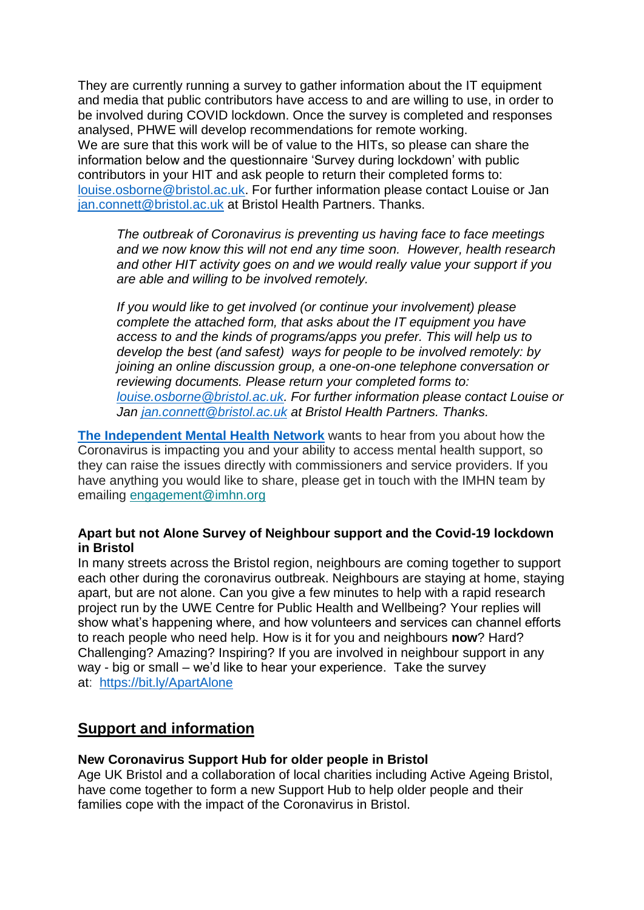They are currently running a survey to gather information about the IT equipment and media that public contributors have access to and are willing to use, in order to be involved during COVID lockdown. Once the survey is completed and responses analysed, PHWE will develop recommendations for remote working.
We are sure that this work will be of value to the HITs, so please can share the information below and the questionnaire 'Survey during lockdown' with public contributors in your HIT and ask people to return their completed forms to: louise.osborne@bristol.ac.uk. For further information please contact Louise or Jan jan.connett@bristol.ac.uk at Bristol Health Partners. Thanks.

> *The outbreak of Coronavirus is preventing us having face to face meetings and we now know this will not end any time soon. However, health research and other HIT activity goes on and we would really value your support if you are able and willing to be involved remotely.*
>
> *If you would like to get involved (or continue your involvement) please complete the attached form, that asks about the IT equipment you have access to and the kinds of programs/apps you prefer. This will help us to develop the best (and safest) ways for people to be involved remotely: by joining an online discussion group, a one-on-one telephone conversation or reviewing documents. Please return your completed forms to: louise.osborne@bristol.ac.uk. For further information please contact Louise or Jan jan.connett@bristol.ac.uk at Bristol Health Partners. Thanks.*

**The Independent Mental Health Network** wants to hear from you about how the Coronavirus is impacting you and your ability to access mental health support, so they can raise the issues directly with commissioners and service providers. If you have anything you would like to share, please get in touch with the IMHN team by emailing engagement@imhn.org

**Apart but not Alone Survey of Neighbour support and the Covid-19 lockdown in Bristol**
In many streets across the Bristol region, neighbours are coming together to support each other during the coronavirus outbreak. Neighbours are staying at home, staying apart, but are not alone. Can you give a few minutes to help with a rapid research project run by the UWE Centre for Public Health and Wellbeing? Your replies will show what's happening where, and how volunteers and services can channel efforts to reach people who need help. How is it for you and neighbours **now**? Hard? Challenging? Amazing? Inspiring? If you are involved in neighbour support in any way - big or small – we'd like to hear your experience. Take the survey at: https://bit.ly/ApartAlone

## Support and information

**New Coronavirus Support Hub for older people in Bristol**
Age UK Bristol and a collaboration of local charities including Active Ageing Bristol, have come together to form a new Support Hub to help older people and their families cope with the impact of the Coronavirus in Bristol.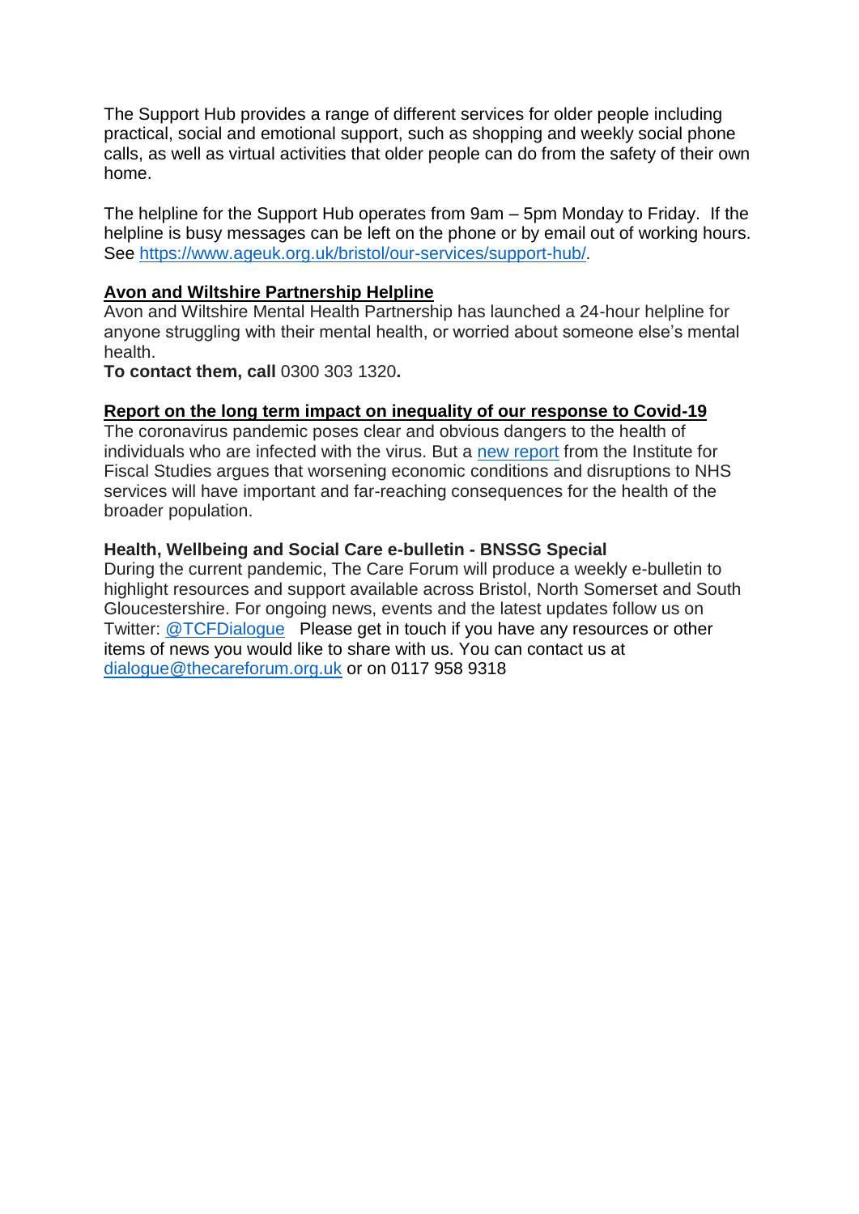The Support Hub provides a range of different services for older people including practical, social and emotional support, such as shopping and weekly social phone calls, as well as virtual activities that older people can do from the safety of their own home.

The helpline for the Support Hub operates from 9am – 5pm Monday to Friday. If the helpline is busy messages can be left on the phone or by email out of working hours. See https://www.ageuk.org.uk/bristol/our-services/support-hub/.

**Avon and Wiltshire Partnership Helpline**

Avon and Wiltshire Mental Health Partnership has launched a 24-hour helpline for anyone struggling with their mental health, or worried about someone else's mental health.

**To contact them, call** 0300 303 1320**.**

**Report on the long term impact on inequality of our response to Covid-19**

The coronavirus pandemic poses clear and obvious dangers to the health of individuals who are infected with the virus. But a new report from the Institute for Fiscal Studies argues that worsening economic conditions and disruptions to NHS services will have important and far-reaching consequences for the health of the broader population.

**Health, Wellbeing and Social Care e-bulletin - BNSSG Special**

During the current pandemic, The Care Forum will produce a weekly e-bulletin to highlight resources and support available across Bristol, North Somerset and South Gloucestershire. For ongoing news, events and the latest updates follow us on Twitter: @TCFDialogue Please get in touch if you have any resources or other items of news you would like to share with us. You can contact us at dialogue@thecareforum.org.uk or on 0117 958 9318